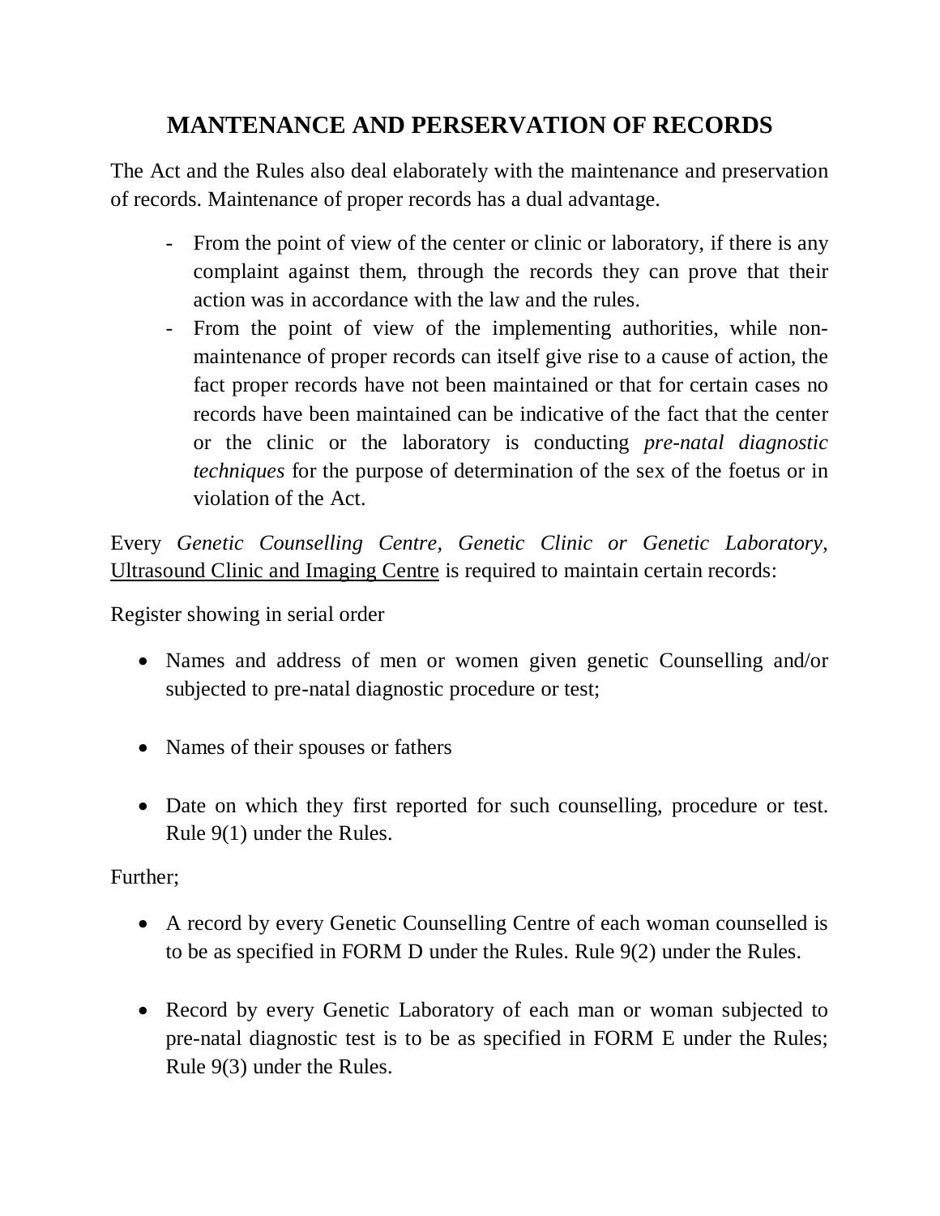# MANTENANCE AND PERSERVATION OF RECORDS

The Act and the Rules also deal elaborately with the maintenance and preservation of records. Maintenance of proper records has a dual advantage.

- From the point of view of the center or clinic or laboratory, if there is any complaint against them, through the records they can prove that their action was in accordance with the law and the rules.
- From the point of view of the implementing authorities, while non-maintenance of proper records can itself give rise to a cause of action, the fact proper records have not been maintained or that for certain cases no records have been maintained can be indicative of the fact that the center or the clinic or the laboratory is conducting *pre-natal diagnostic techniques* for the purpose of determination of the sex of the foetus or in violation of the Act.

Every *Genetic Counselling Centre, Genetic Clinic or Genetic Laboratory*, <u>Ultrasound Clinic and Imaging Centre</u> is required to maintain certain records:

Register showing in serial order

- Names and address of men or women given genetic Counselling and/or subjected to pre-natal diagnostic procedure or test;
- Names of their spouses or fathers
- Date on which they first reported for such counselling, procedure or test. Rule 9(1) under the Rules.

Further;

- A record by every Genetic Counselling Centre of each woman counselled is to be as specified in FORM D under the Rules. Rule 9(2) under the Rules.
- Record by every Genetic Laboratory of each man or woman subjected to pre-natal diagnostic test is to be as specified in FORM E under the Rules; Rule 9(3) under the Rules.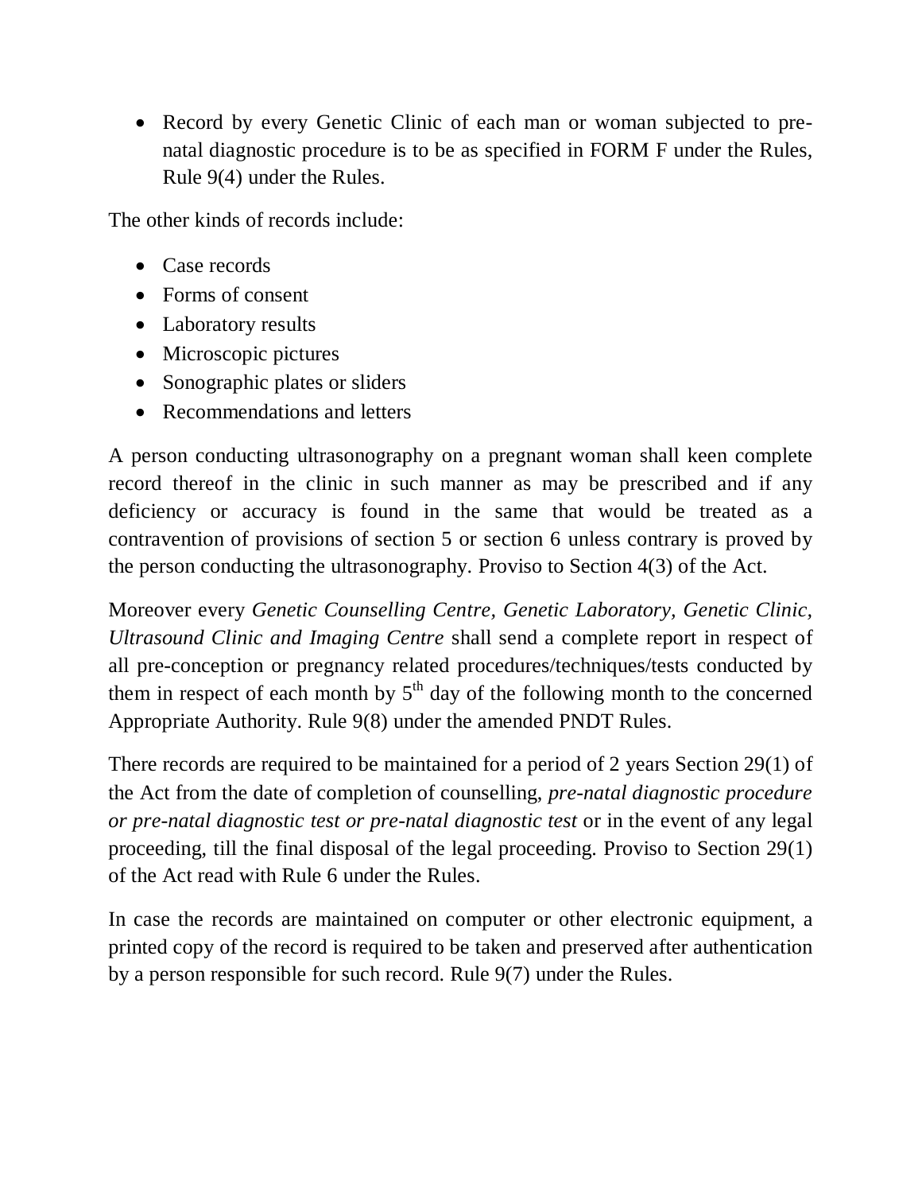- Record by every Genetic Clinic of each man or woman subjected to pre-natal diagnostic procedure is to be as specified in FORM F under the Rules, Rule 9(4) under the Rules.

The other kinds of records include:

- Case records
- Forms of consent
- Laboratory results
- Microscopic pictures
- Sonographic plates or sliders
- Recommendations and letters

A person conducting ultrasonography on a pregnant woman shall keen complete record thereof in the clinic in such manner as may be prescribed and if any deficiency or accuracy is found in the same that would be treated as a contravention of provisions of section 5 or section 6 unless contrary is proved by the person conducting the ultrasonography. Proviso to Section 4(3) of the Act.

Moreover every *Genetic Counselling Centre, Genetic Laboratory, Genetic Clinic, Ultrasound Clinic and Imaging Centre* shall send a complete report in respect of all pre-conception or pregnancy related procedures/techniques/tests conducted by them in respect of each month by 5th day of the following month to the concerned Appropriate Authority. Rule 9(8) under the amended PNDT Rules.

There records are required to be maintained for a period of 2 years Section 29(1) of the Act from the date of completion of counselling, *pre-natal diagnostic procedure or pre-natal diagnostic test or pre-natal diagnostic test* or in the event of any legal proceeding, till the final disposal of the legal proceeding. Proviso to Section 29(1) of the Act read with Rule 6 under the Rules.

In case the records are maintained on computer or other electronic equipment, a printed copy of the record is required to be taken and preserved after authentication by a person responsible for such record. Rule 9(7) under the Rules.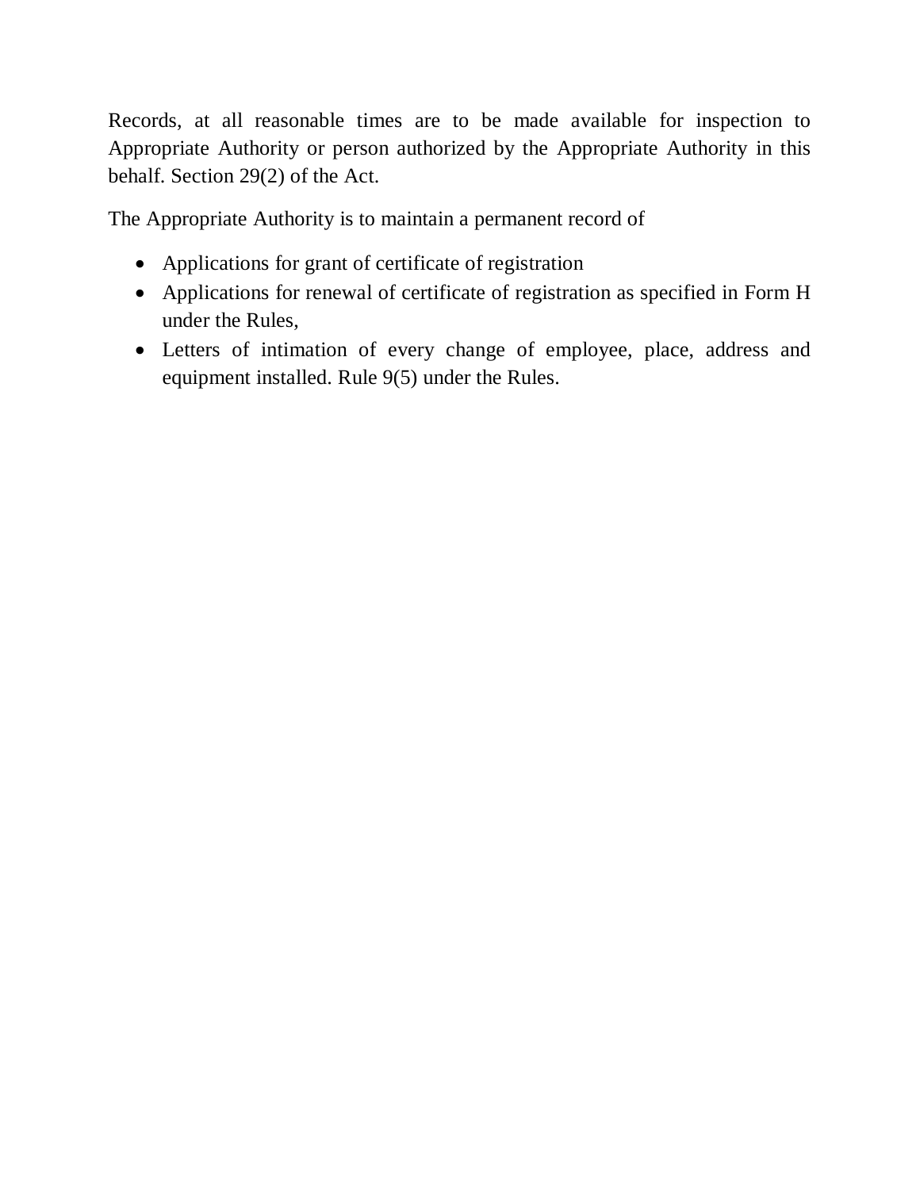Records, at all reasonable times are to be made available for inspection to Appropriate Authority or person authorized by the Appropriate Authority in this behalf. Section 29(2) of the Act.

The Appropriate Authority is to maintain a permanent record of

- Applications for grant of certificate of registration
- Applications for renewal of certificate of registration as specified in Form H under the Rules,
- Letters of intimation of every change of employee, place, address and equipment installed. Rule 9(5) under the Rules.